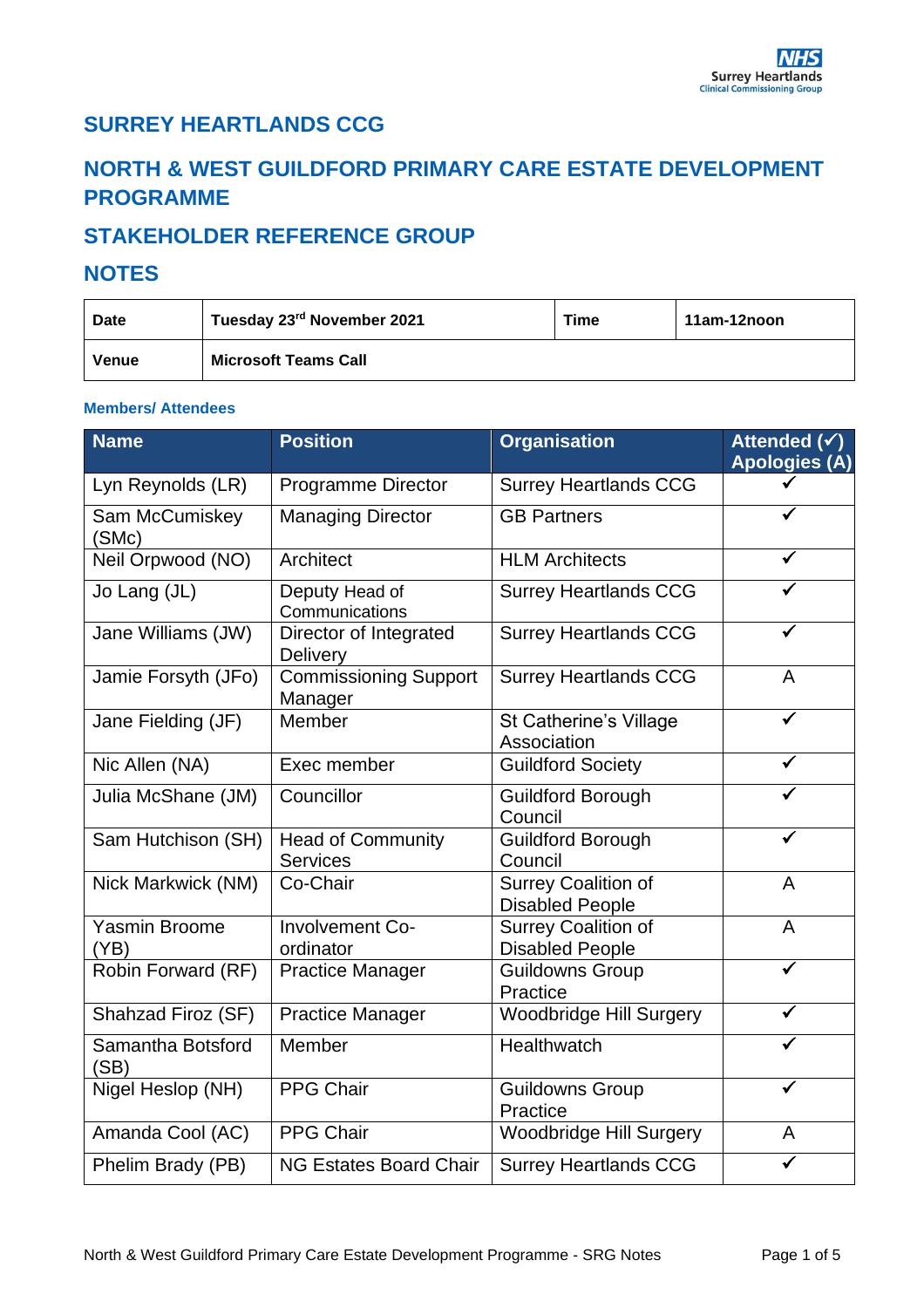# SURREY HEARTLANDS CCG

## NORTH & WEST GUILDFORD PRIMARY CARE ESTATE DEVELOPMENT PROGRAMME

## STAKEHOLDER REFERENCE GROUP

## NOTES

| **Date** | **Tuesday 23rd November 2021** | **Time** | **11am-12noon** |
|---|---|---|---|
| **Venue** | **Microsoft Teams Call** | | |

**Members/ Attendees**

| Name | Position | Organisation | Attended (✓) Apologies (A) |
|---|---|---|---|
| Lyn Reynolds (LR) | Programme Director | Surrey Heartlands CCG | ✓ |
| Sam McCumiskey (SMc) | Managing Director | GB Partners | ✓ |
| Neil Orpwood (NO) | Architect | HLM Architects | ✓ |
| Jo Lang (JL) | Deputy Head of Communications | Surrey Heartlands CCG | ✓ |
| Jane Williams (JW) | Director of Integrated Delivery | Surrey Heartlands CCG | ✓ |
| Jamie Forsyth (JFo) | Commissioning Support Manager | Surrey Heartlands CCG | A |
| Jane Fielding (JF) | Member | St Catherine's Village Association | ✓ |
| Nic Allen (NA) | Exec member | Guildford Society | ✓ |
| Julia McShane (JM) | Councillor | Guildford Borough Council | ✓ |
| Sam Hutchison (SH) | Head of Community Services | Guildford Borough Council | ✓ |
| Nick Markwick (NM) | Co-Chair | Surrey Coalition of Disabled People | A |
| Yasmin Broome (YB) | Involvement Co-ordinator | Surrey Coalition of Disabled People | A |
| Robin Forward (RF) | Practice Manager | Guildowns Group Practice | ✓ |
| Shahzad Firoz (SF) | Practice Manager | Woodbridge Hill Surgery | ✓ |
| Samantha Botsford (SB) | Member | Healthwatch | ✓ |
| Nigel Heslop (NH) | PPG Chair | Guildowns Group Practice | ✓ |
| Amanda Cool (AC) | PPG Chair | Woodbridge Hill Surgery | A |
| Phelim Brady (PB) | NG Estates Board Chair | Surrey Heartlands CCG | ✓ |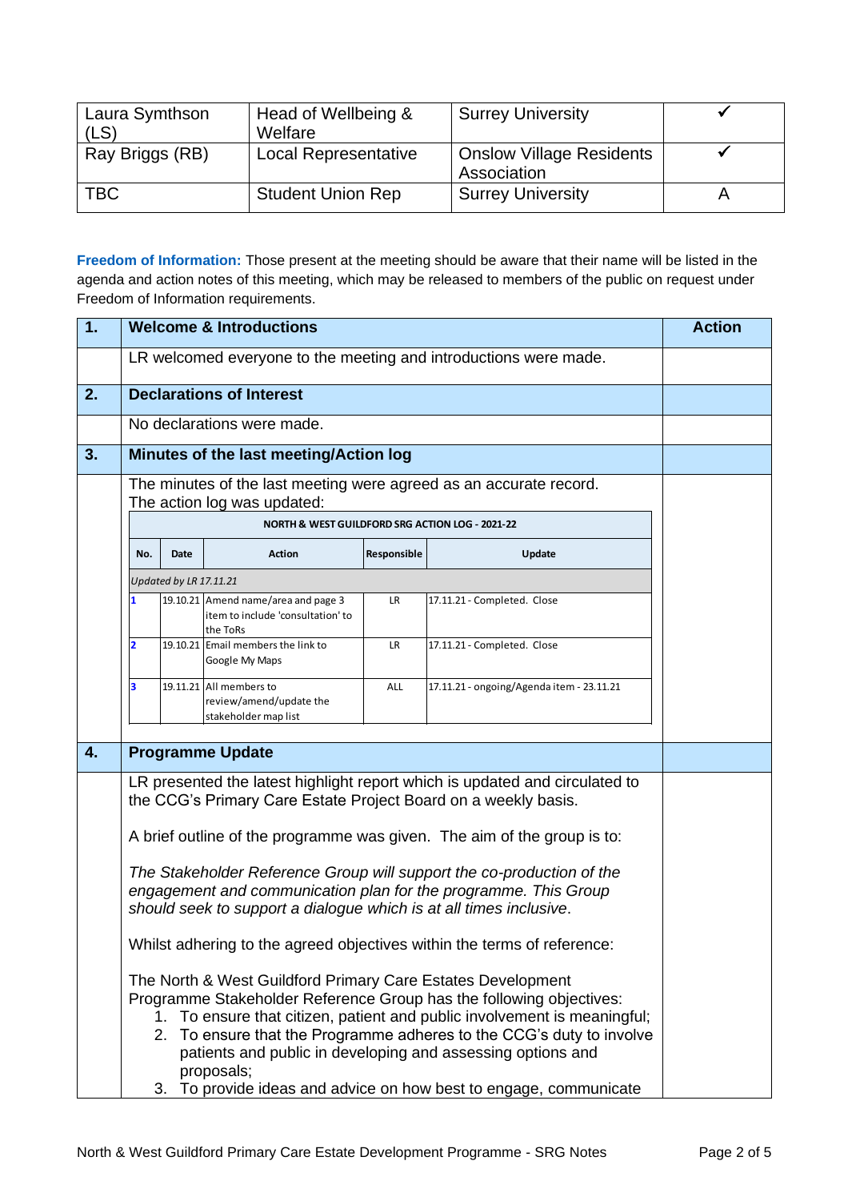| Laura Symthson (LS) | Head of Wellbeing & Welfare | Surrey University | ✓ |
|---|---|---|---|
| Ray Briggs (RB) | Local Representative | Onslow Village Residents Association | ✓ |
| TBC | Student Union Rep | Surrey University | A |

**Freedom of Information:** Those present at the meeting should be aware that their name will be listed in the agenda and action notes of this meeting, which may be released to members of the public on request under Freedom of Information requirements.

| | | Action |
|---|---|---|
| **1.** | **Welcome & Introductions** | |
| | LR welcomed everyone to the meeting and introductions were made. | |
| **2.** | **Declarations of Interest** | |
| | No declarations were made. | |
| **3.** | **Minutes of the last meeting/Action log** | |
| | The minutes of the last meeting were agreed as an accurate record. The action log was updated: | |

**NORTH & WEST GUILDFORD SRG ACTION LOG - 2021-22**

| No. | Date | Action | Responsible | Update |
|---|---|---|---|---|
| *Updated by LR 17.11.21* | | | | |
| 1 | 19.10.21 | Amend name/area and page 3 item to include 'consultation' to the ToRs | LR | 17.11.21 - Completed. Close |
| 2 | 19.10.21 | Email members the link to Google My Maps | LR | 17.11.21 - Completed. Close |
| 3 | 19.11.21 | All members to review/amend/update the stakeholder map list | ALL | 17.11.21 - ongoing/Agenda item - 23.11.21 |

| | | Action |
|---|---|---|
| **4.** | **Programme Update** | |

LR presented the latest highlight report which is updated and circulated to the CCG's Primary Care Estate Project Board on a weekly basis.

A brief outline of the programme was given. The aim of the group is to:

*The Stakeholder Reference Group will support the co-production of the engagement and communication plan for the programme. This Group should seek to support a dialogue which is at all times inclusive*.

Whilst adhering to the agreed objectives within the terms of reference:

The North & West Guildford Primary Care Estates Development Programme Stakeholder Reference Group has the following objectives:

1. To ensure that citizen, patient and public involvement is meaningful;
2. To ensure that the Programme adheres to the CCG's duty to involve patients and public in developing and assessing options and proposals;
3. To provide ideas and advice on how best to engage, communicate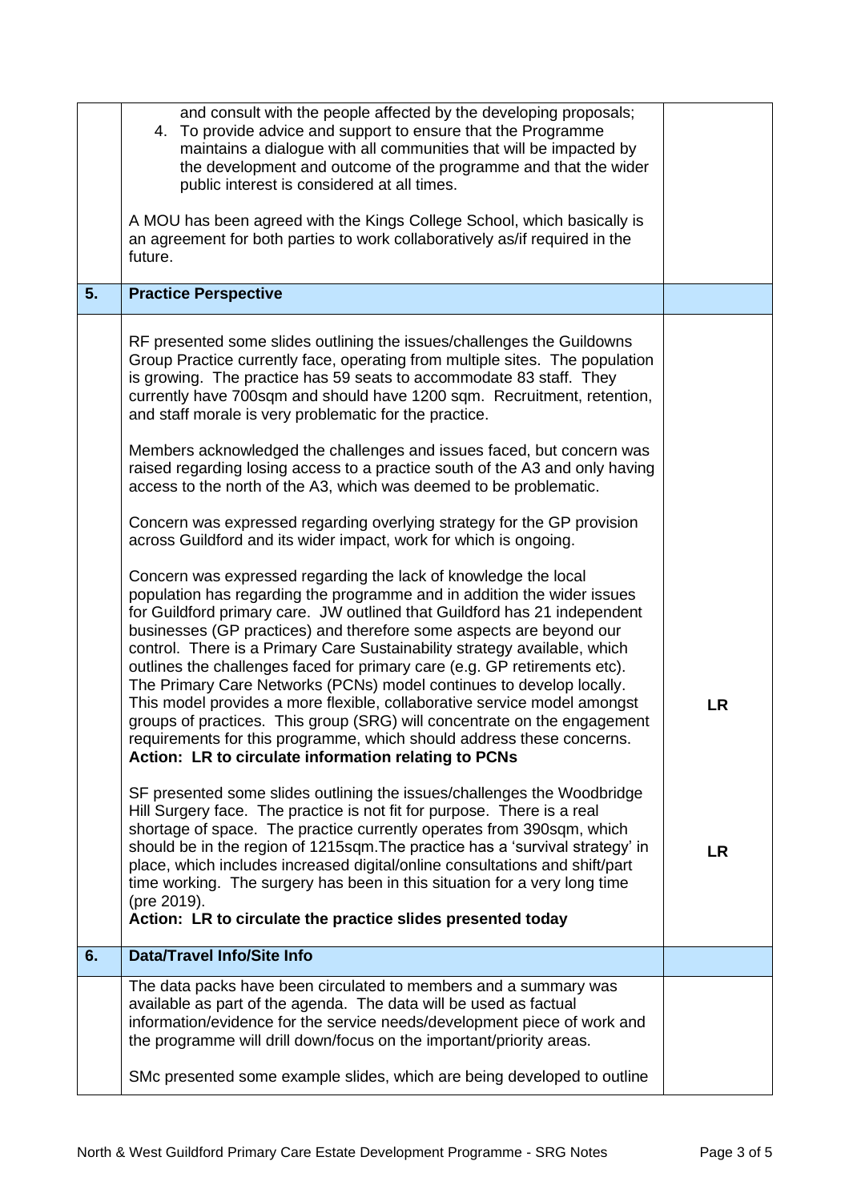| | | |
|---|---|---|
| | and consult with the people affected by the developing proposals;<br>4. To provide advice and support to ensure that the Programme maintains a dialogue with all communities that will be impacted by the development and outcome of the programme and that the wider public interest is considered at all times.<br><br>A MOU has been agreed with the Kings College School, which basically is an agreement for both parties to work collaboratively as/if required in the future. | |
| **5.** | **Practice Perspective** | |
| | RF presented some slides outlining the issues/challenges the Guildowns Group Practice currently face, operating from multiple sites. The population is growing. The practice has 59 seats to accommodate 83 staff. They currently have 700sqm and should have 1200 sqm. Recruitment, retention, and staff morale is very problematic for the practice.<br><br>Members acknowledged the challenges and issues faced, but concern was raised regarding losing access to a practice south of the A3 and only having access to the north of the A3, which was deemed to be problematic.<br><br>Concern was expressed regarding overlying strategy for the GP provision across Guildford and its wider impact, work for which is ongoing.<br><br>Concern was expressed regarding the lack of knowledge the local population has regarding the programme and in addition the wider issues for Guildford primary care. JW outlined that Guildford has 21 independent businesses (GP practices) and therefore some aspects are beyond our control. There is a Primary Care Sustainability strategy available, which outlines the challenges faced for primary care (e.g. GP retirements etc). The Primary Care Networks (PCNs) model continues to develop locally. This model provides a more flexible, collaborative service model amongst groups of practices. This group (SRG) will concentrate on the engagement requirements for this programme, which should address these concerns.<br>**Action: LR to circulate information relating to PCNs** | **LR** |
| | SF presented some slides outlining the issues/challenges the Woodbridge Hill Surgery face. The practice is not fit for purpose. There is a real shortage of space. The practice currently operates from 390sqm, which should be in the region of 1215sqm.The practice has a 'survival strategy' in place, which includes increased digital/online consultations and shift/part time working. The surgery has been in this situation for a very long time (pre 2019).<br>**Action: LR to circulate the practice slides presented today** | **LR** |
| **6.** | **Data/Travel Info/Site Info** | |
| | The data packs have been circulated to members and a summary was available as part of the agenda. The data will be used as factual information/evidence for the service needs/development piece of work and the programme will drill down/focus on the important/priority areas.<br><br>SMc presented some example slides, which are being developed to outline | |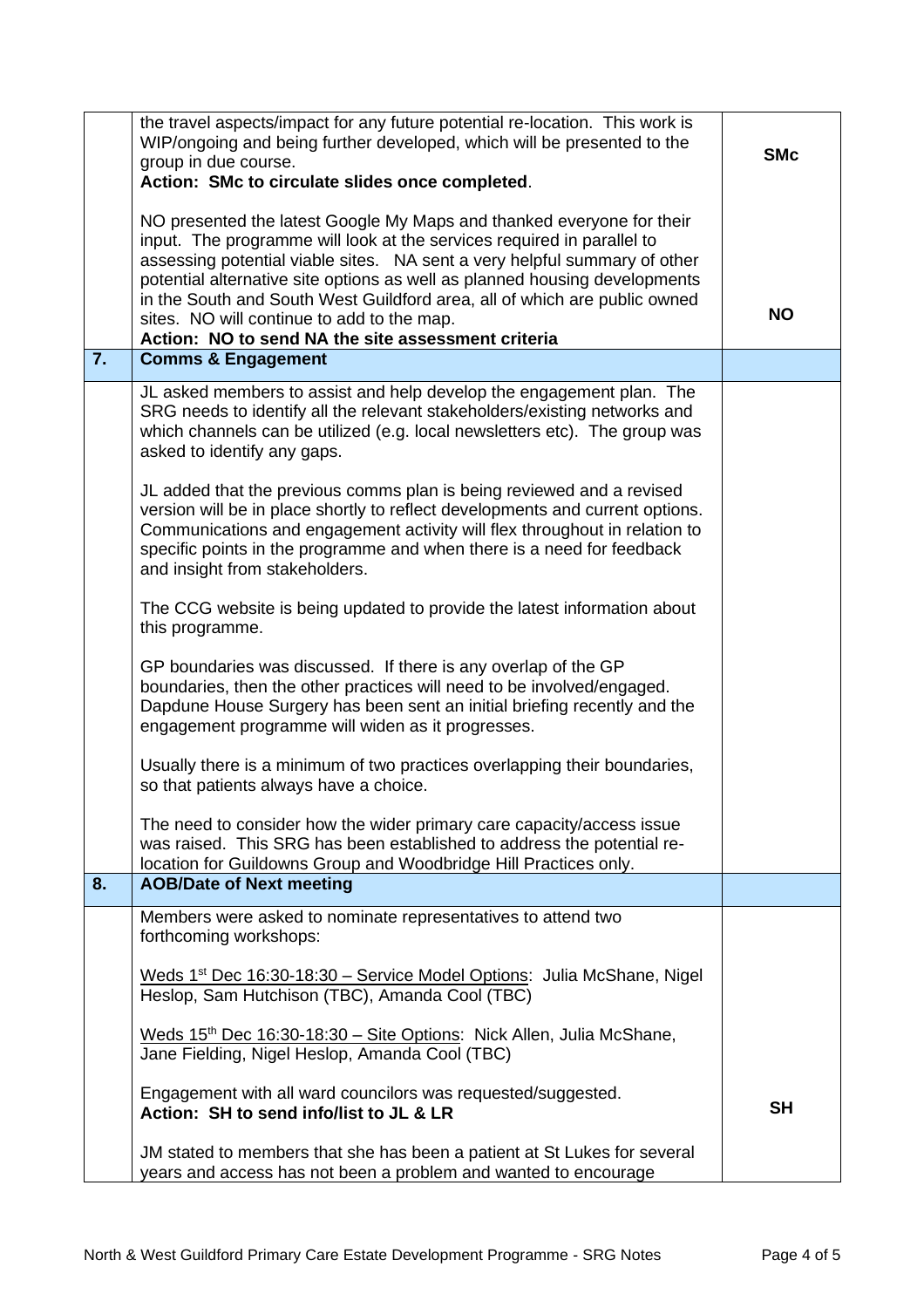| | | |
|---|---|---|
| | the travel aspects/impact for any future potential re-location. This work is WIP/ongoing and being further developed, which will be presented to the group in due course.<br>**Action: SMc to circulate slides once completed**.<br><br>NO presented the latest Google My Maps and thanked everyone for their input. The programme will look at the services required in parallel to assessing potential viable sites. NA sent a very helpful summary of other potential alternative site options as well as planned housing developments in the South and South West Guildford area, all of which are public owned sites. NO will continue to add to the map.<br>**Action: NO to send NA the site assessment criteria** | **SMc**<br><br>**NO** |
| **7.** | **Comms & Engagement** | |
| | JL asked members to assist and help develop the engagement plan. The SRG needs to identify all the relevant stakeholders/existing networks and which channels can be utilized (e.g. local newsletters etc). The group was asked to identify any gaps.<br><br>JL added that the previous comms plan is being reviewed and a revised version will be in place shortly to reflect developments and current options. Communications and engagement activity will flex throughout in relation to specific points in the programme and when there is a need for feedback and insight from stakeholders.<br><br>The CCG website is being updated to provide the latest information about this programme.<br><br>GP boundaries was discussed. If there is any overlap of the GP boundaries, then the other practices will need to be involved/engaged. Dapdune House Surgery has been sent an initial briefing recently and the engagement programme will widen as it progresses.<br><br>Usually there is a minimum of two practices overlapping their boundaries, so that patients always have a choice.<br><br>The need to consider how the wider primary care capacity/access issue was raised. This SRG has been established to address the potential re-location for Guildowns Group and Woodbridge Hill Practices only. | |
| **8.** | **AOB/Date of Next meeting** | |
| | Members were asked to nominate representatives to attend two forthcoming workshops:<br><br><u>Weds 1st Dec 16:30-18:30 – Service Model Options</u>: Julia McShane, Nigel Heslop, Sam Hutchison (TBC), Amanda Cool (TBC)<br><br><u>Weds 15th Dec 16:30-18:30 – Site Options</u>: Nick Allen, Julia McShane, Jane Fielding, Nigel Heslop, Amanda Cool (TBC)<br><br>Engagement with all ward councilors was requested/suggested.<br>**Action: SH to send info/list to JL & LR**<br><br>JM stated to members that she has been a patient at St Lukes for several years and access has not been a problem and wanted to encourage | <br><br><br><br><br><br><br><br><br>**SH** |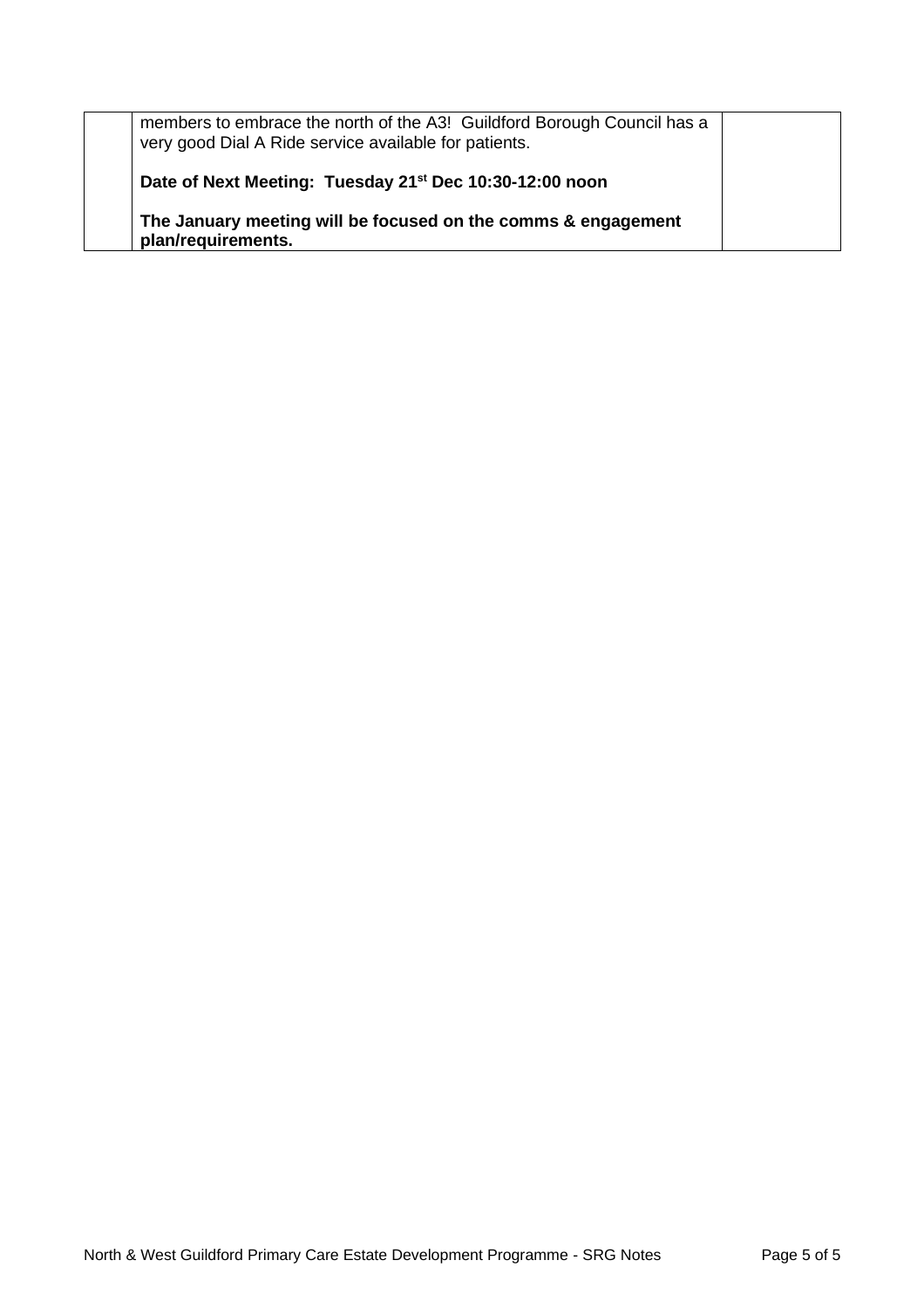| | | |
|---|---|---|
| | members to embrace the north of the A3! Guildford Borough Council has a very good Dial A Ride service available for patients.<br><br>**Date of Next Meeting: Tuesday 21st Dec 10:30-12:00 noon**<br><br>**The January meeting will be focused on the comms & engagement plan/requirements.** | |